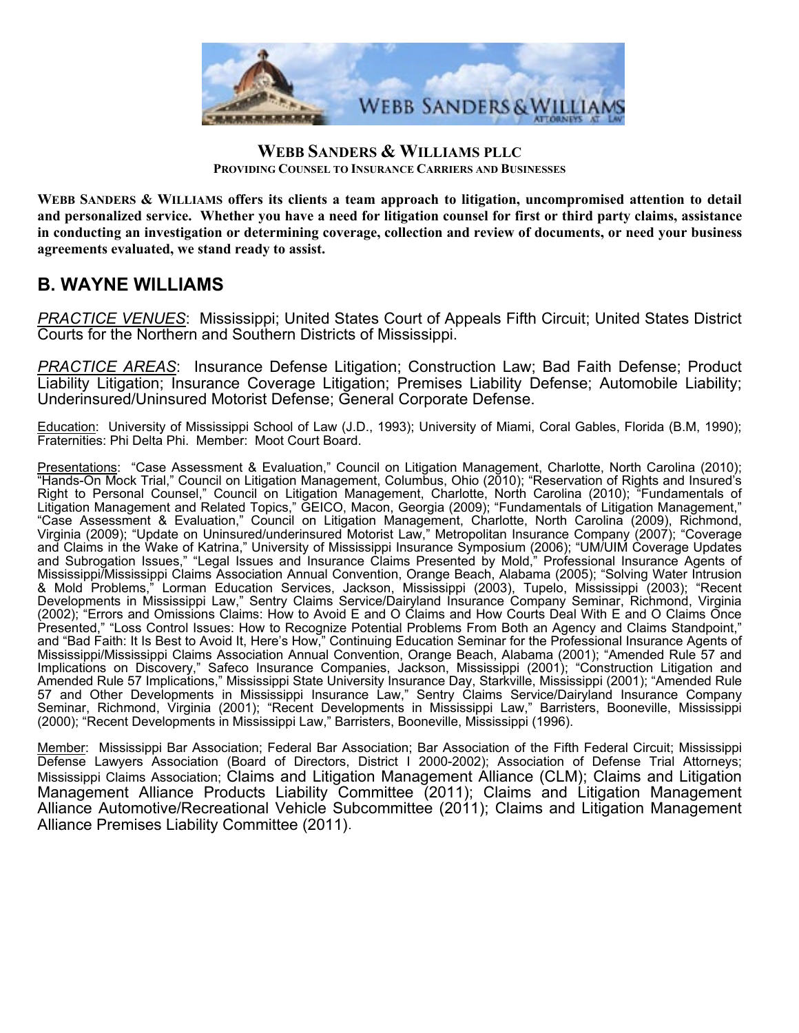**WEBB SANDERS & WILLIAMS PLLC**
**PROVIDING COUNSEL TO INSURANCE CARRIERS AND BUSINESSES**

**WEBB SANDERS & WILLIAMS offers its clients a team approach to litigation, uncompromised attention to detail and personalized service. Whether you have a need for litigation counsel for first or third party claims, assistance in conducting an investigation or determining coverage, collection and review of documents, or need your business agreements evaluated, we stand ready to assist.**

## B. WAYNE WILLIAMS

*PRACTICE VENUES*: Mississippi; United States Court of Appeals Fifth Circuit; United States District Courts for the Northern and Southern Districts of Mississippi.

*PRACTICE AREAS*: Insurance Defense Litigation; Construction Law; Bad Faith Defense; Product Liability Litigation; Insurance Coverage Litigation; Premises Liability Defense; Automobile Liability; Underinsured/Uninsured Motorist Defense; General Corporate Defense.

Education: University of Mississippi School of Law (J.D., 1993); University of Miami, Coral Gables, Florida (B.M, 1990); Fraternities: Phi Delta Phi. Member: Moot Court Board.

Presentations: "Case Assessment & Evaluation," Council on Litigation Management, Charlotte, North Carolina (2010); "Hands-On Mock Trial," Council on Litigation Management, Columbus, Ohio (2010); "Reservation of Rights and Insured's Right to Personal Counsel," Council on Litigation Management, Charlotte, North Carolina (2010); "Fundamentals of Litigation Management and Related Topics," GEICO, Macon, Georgia (2009); "Fundamentals of Litigation Management," "Case Assessment & Evaluation," Council on Litigation Management, Charlotte, North Carolina (2009), Richmond, Virginia (2009); "Update on Uninsured/underinsured Motorist Law," Metropolitan Insurance Company (2007); "Coverage and Claims in the Wake of Katrina," University of Mississippi Insurance Symposium (2006); "UM/UIM Coverage Updates and Subrogation Issues," "Legal Issues and Insurance Claims Presented by Mold," Professional Insurance Agents of Mississippi/Mississippi Claims Association Annual Convention, Orange Beach, Alabama (2005); "Solving Water Intrusion & Mold Problems," Lorman Education Services, Jackson, Mississippi (2003), Tupelo, Mississippi (2003); "Recent Developments in Mississippi Law," Sentry Claims Service/Dairyland Insurance Company Seminar, Richmond, Virginia (2002); "Errors and Omissions Claims: How to Avoid E and O Claims and How Courts Deal With E and O Claims Once Presented," "Loss Control Issues: How to Recognize Potential Problems From Both an Agency and Claims Standpoint," and "Bad Faith: It Is Best to Avoid It, Here's How," Continuing Education Seminar for the Professional Insurance Agents of Mississippi/Mississippi Claims Association Annual Convention, Orange Beach, Alabama (2001); "Amended Rule 57 and Implications on Discovery," Safeco Insurance Companies, Jackson, Mississippi (2001); "Construction Litigation and Amended Rule 57 Implications," Mississippi State University Insurance Day, Starkville, Mississippi (2001); "Amended Rule 57 and Other Developments in Mississippi Insurance Law," Sentry Claims Service/Dairyland Insurance Company Seminar, Richmond, Virginia (2001); "Recent Developments in Mississippi Law," Barristers, Booneville, Mississippi (2000); "Recent Developments in Mississippi Law," Barristers, Booneville, Mississippi (1996).

Member: Mississippi Bar Association; Federal Bar Association; Bar Association of the Fifth Federal Circuit; Mississippi Defense Lawyers Association (Board of Directors, District I 2000-2002); Association of Defense Trial Attorneys; Mississippi Claims Association; Claims and Litigation Management Alliance (CLM); Claims and Litigation Management Alliance Products Liability Committee (2011); Claims and Litigation Management Alliance Automotive/Recreational Vehicle Subcommittee (2011); Claims and Litigation Management Alliance Premises Liability Committee (2011).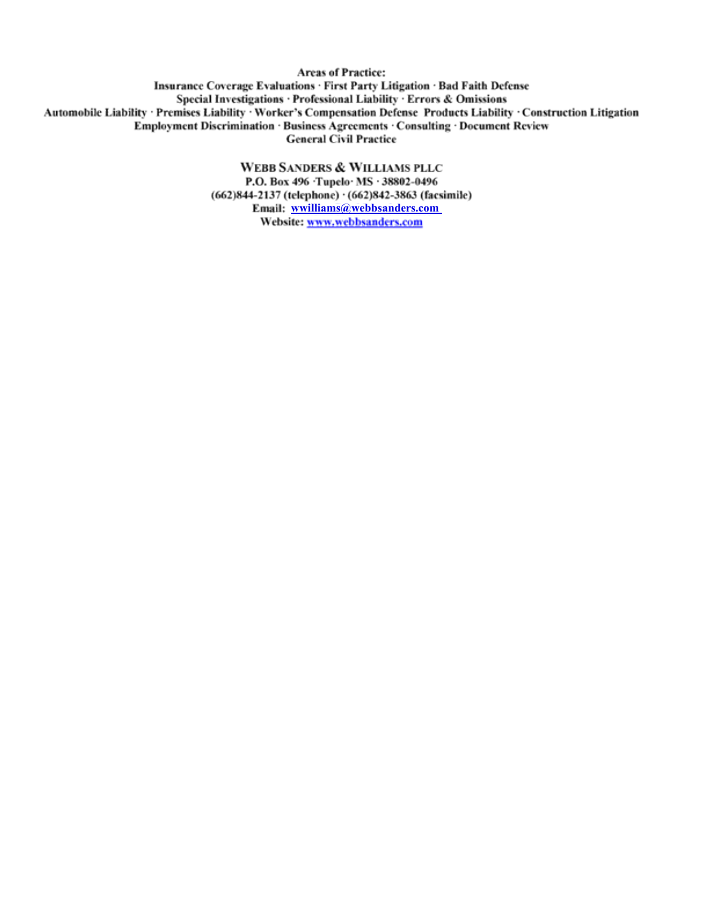**Areas of Practice:**
**Insurance Coverage Evaluations · First Party Litigation · Bad Faith Defense**
**Special Investigations · Professional Liability · Errors & Omissions**
**Automobile Liability · Premises Liability · Worker's Compensation Defense Products Liability · Construction Litigation**
**Employment Discrimination · Business Agreements · Consulting · Document Review**
**General Civil Practice**

**WEBB SANDERS & WILLIAMS PLLC**
**P.O. Box 496 ·Tupelo· MS · 38802-0496**
**(662)844-2137 (telephone) · (662)842-3863 (facsimile)**
**Email: wwilliams@webbsanders.com**
**Website: www.webbsanders.com**